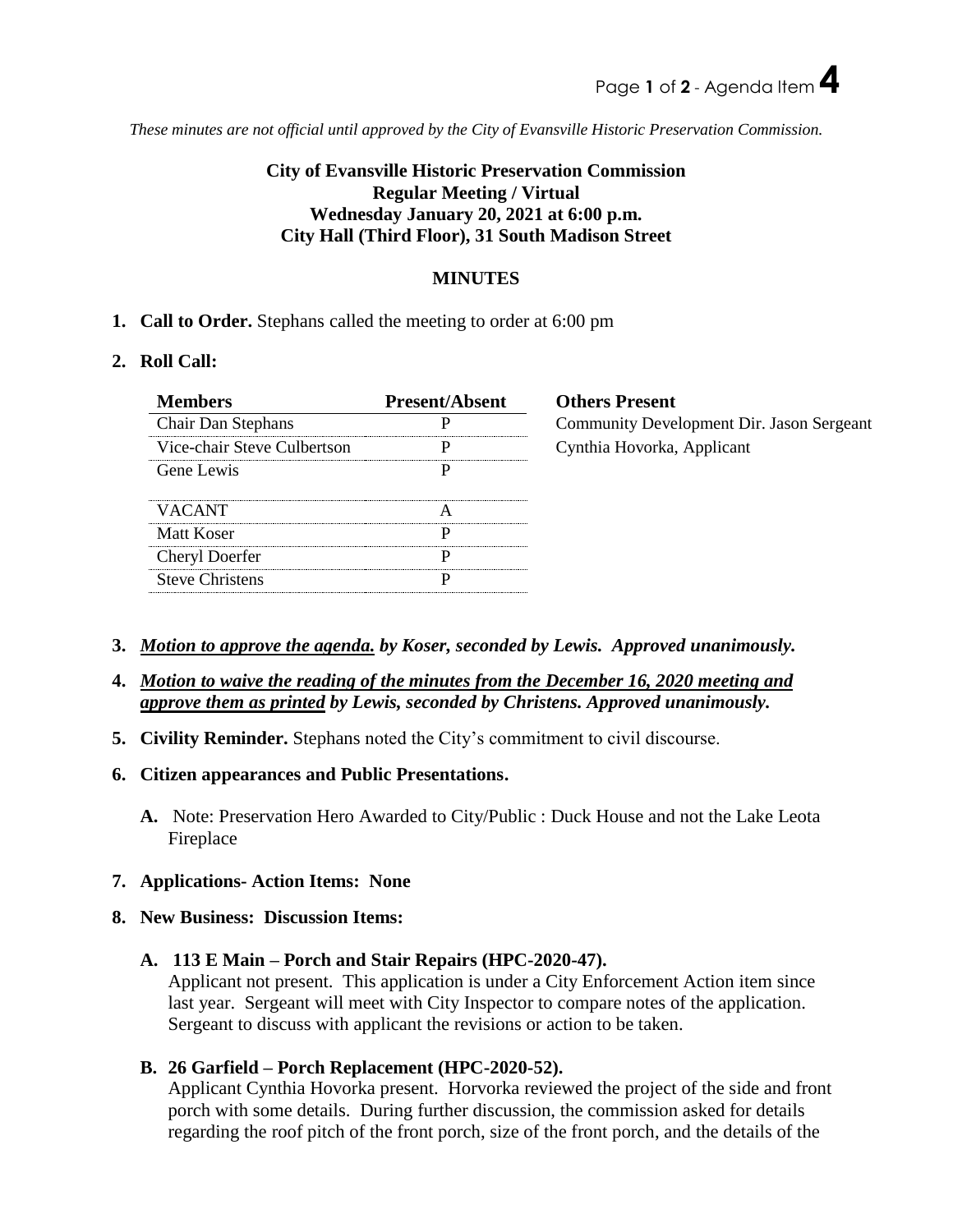*These minutes are not official until approved by the City of Evansville Historic Preservation Commission.*

**City of Evansville Historic Preservation Commission**
**Regular Meeting / Virtual**
**Wednesday January 20, 2021 at 6:00 p.m.**
**City Hall (Third Floor), 31 South Madison Street**

## MINUTES

1. **Call to Order.** Stephans called the meeting to order at 6:00 pm

2. **Roll Call:**

| Members | Present/Absent |
|---|---|
| Chair Dan Stephans | P |
| Vice-chair Steve Culbertson | P |
| Gene Lewis | P |
| VACANT | A |
| Matt Koser | P |
| Cheryl Doerfer | P |
| Steve Christens | P |

**Others Present**
Community Development Dir. Jason Sergeant
Cynthia Hovorka, Applicant

3. ***Motion to approve the agenda.*** ***by Koser, seconded by Lewis. Approved unanimously.***

4. ***Motion to waive the reading of the minutes from the December 16, 2020 meeting and approve them as printed*** ***by Lewis, seconded by Christens. Approved unanimously.***

5. **Civility Reminder.** Stephans noted the City's commitment to civil discourse.

6. **Citizen appearances and Public Presentations.**

   **A.** Note: Preservation Hero Awarded to City/Public : Duck House and not the Lake Leota Fireplace

7. **Applications- Action Items: None**

8. **New Business: Discussion Items:**

   **A. 113 E Main – Porch and Stair Repairs (HPC-2020-47).**
   Applicant not present. This application is under a City Enforcement Action item since last year. Sergeant will meet with City Inspector to compare notes of the application. Sergeant to discuss with applicant the revisions or action to be taken.

   **B. 26 Garfield – Porch Replacement (HPC-2020-52).**
   Applicant Cynthia Hovorka present. Horvorka reviewed the project of the side and front porch with some details. During further discussion, the commission asked for details regarding the roof pitch of the front porch, size of the front porch, and the details of the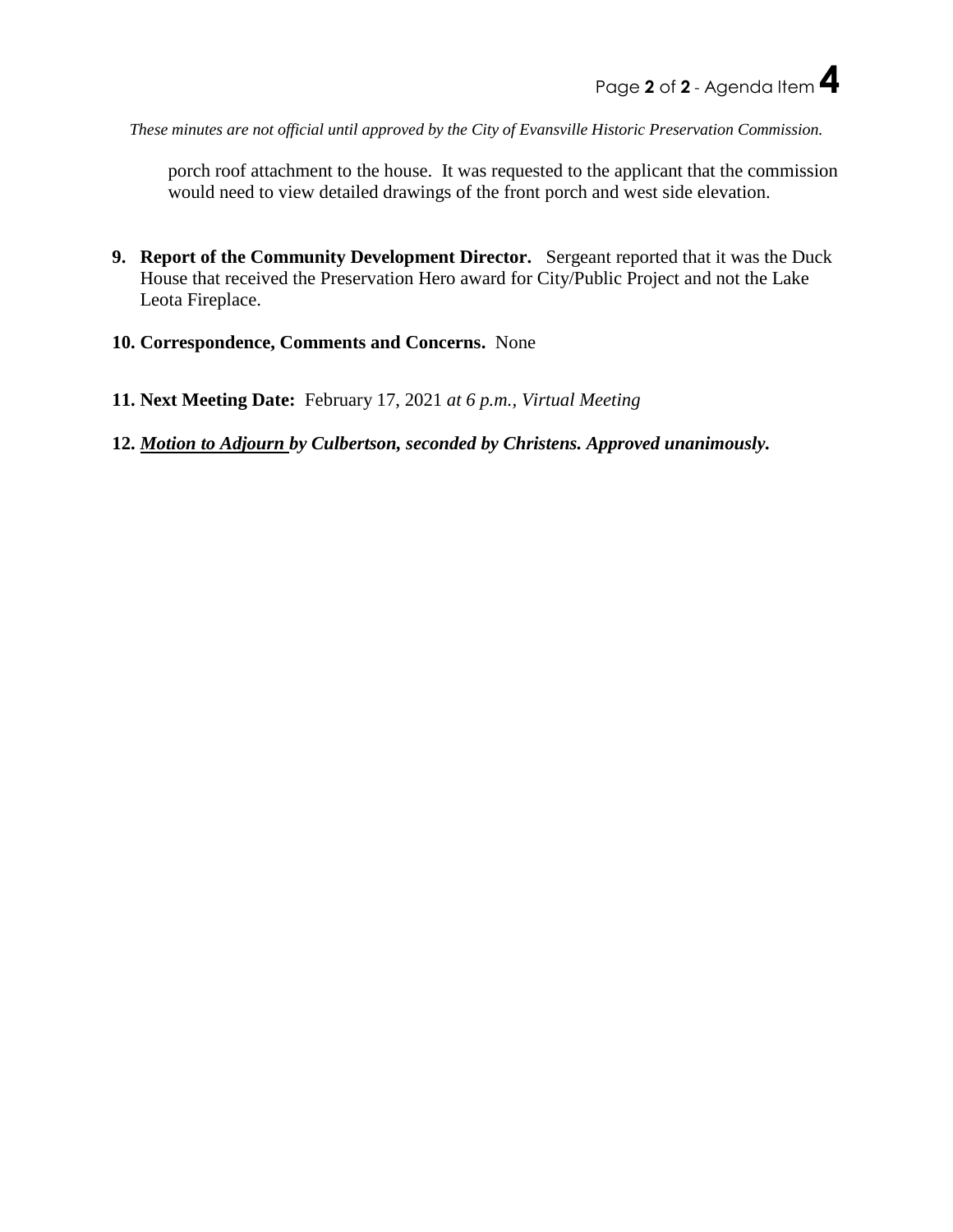*These minutes are not official until approved by the City of Evansville Historic Preservation Commission.*

porch roof attachment to the house. It was requested to the applicant that the commission would need to view detailed drawings of the front porch and west side elevation.

9. **Report of the Community Development Director.** Sergeant reported that it was the Duck House that received the Preservation Hero award for City/Public Project and not the Lake Leota Fireplace.

10. **Correspondence, Comments and Concerns.** None

11. **Next Meeting Date:** February 17, 2021 *at 6 p.m., Virtual Meeting*

12. ***Motion to Adjourn by Culbertson, seconded by Christens. Approved unanimously.***